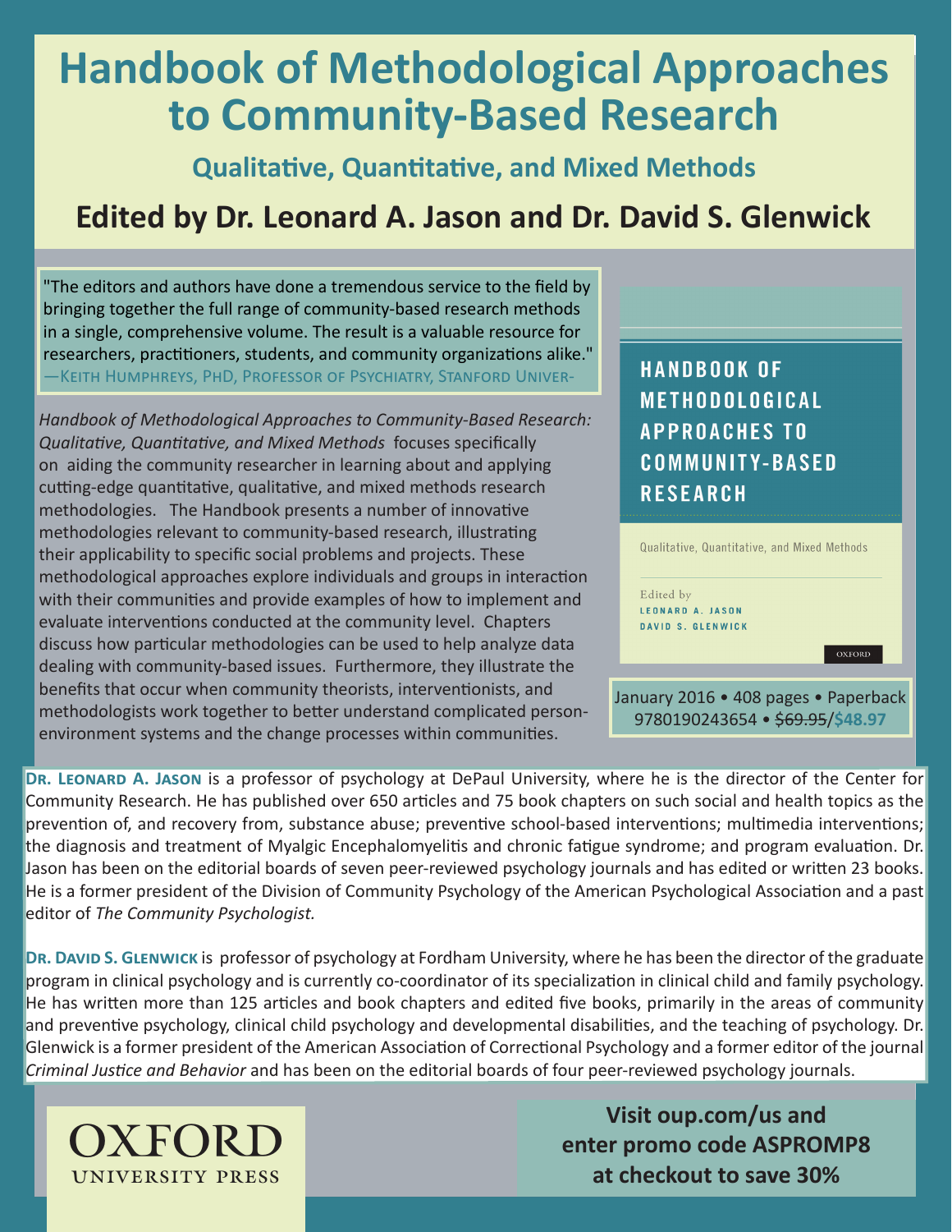# Handbook of Methodological Approaches to Community-Based Research

## Qualitative, Quantitative, and Mixed Methods

## Edited by Dr. Leonard A. Jason and Dr. David S. Glenwick

"The editors and authors have done a tremendous service to the field by bringing together the full range of community-based research methods in a single, comprehensive volume. The result is a valuable resource for researchers, practitioners, students, and community organizations alike."
—Keith Humphreys, PhD, Professor of Psychiatry, Stanford Univer-

*Handbook of Methodological Approaches to Community-Based Research: Qualitative, Quantitative, and Mixed Methods* focuses specifically on aiding the community researcher in learning about and applying cutting-edge quantitative, qualitative, and mixed methods research methodologies. The Handbook presents a number of innovative methodologies relevant to community-based research, illustrating their applicability to specific social problems and projects. These methodological approaches explore individuals and groups in interaction with their communities and provide examples of how to implement and evaluate interventions conducted at the community level. Chapters discuss how particular methodologies can be used to help analyze data dealing with community-based issues. Furthermore, they illustrate the benefits that occur when community theorists, interventionists, and methodologists work together to better understand complicated person-environment systems and the change processes within communities.

HANDBOOK OF METHODOLOGICAL APPROACHES TO COMMUNITY-BASED RESEARCH

Qualitative, Quantitative, and Mixed Methods

Edited by
LEONARD A. JASON
DAVID S. GLENWICK

OXFORD

January 2016 • 408 pages • Paperback
9780190243654 • ~~$69.95~~/**$48.97**

**Dr. Leonard A. Jason** is a professor of psychology at DePaul University, where he is the director of the Center for Community Research. He has published over 650 articles and 75 book chapters on such social and health topics as the prevention of, and recovery from, substance abuse; preventive school-based interventions; multimedia interventions; the diagnosis and treatment of Myalgic Encephalomyelitis and chronic fatigue syndrome; and program evaluation. Dr. Jason has been on the editorial boards of seven peer-reviewed psychology journals and has edited or written 23 books. He is a former president of the Division of Community Psychology of the American Psychological Association and a past editor of *The Community Psychologist.*

**Dr. David S. Glenwick** is professor of psychology at Fordham University, where he has been the director of the graduate program in clinical psychology and is currently co-coordinator of its specialization in clinical child and family psychology. He has written more than 125 articles and book chapters and edited five books, primarily in the areas of community and preventive psychology, clinical child psychology and developmental disabilities, and the teaching of psychology. Dr. Glenwick is a former president of the American Association of Correctional Psychology and a former editor of the journal *Criminal Justice and Behavior* and has been on the editorial boards of four peer-reviewed psychology journals.

OXFORD
UNIVERSITY PRESS

**Visit oup.com/us and enter promo code ASPROMP8 at checkout to save 30%**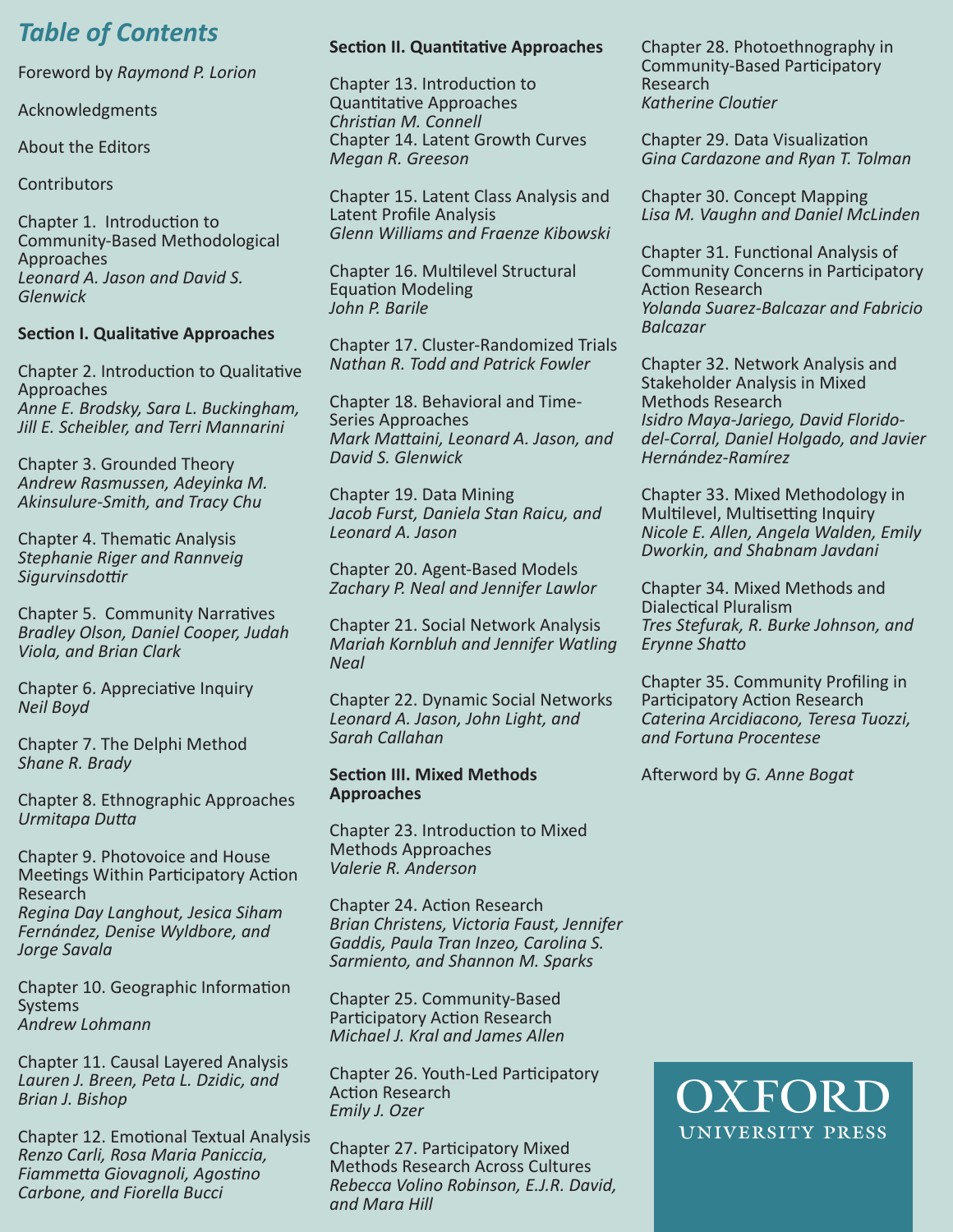## *Table of Contents*

Foreword by *Raymond P. Lorion*

Acknowledgments

About the Editors

Contributors

Chapter 1. Introduction to Community-Based Methodological Approaches
*Leonard A. Jason and David S. Glenwick*

**Section I. Qualitative Approaches**

Chapter 2. Introduction to Qualitative Approaches
*Anne E. Brodsky, Sara L. Buckingham, Jill E. Scheibler, and Terri Mannarini*

Chapter 3. Grounded Theory
*Andrew Rasmussen, Adeyinka M. Akinsulure-Smith, and Tracy Chu*

Chapter 4. Thematic Analysis
*Stephanie Riger and Rannveig Sigurvinsdottir*

Chapter 5. Community Narratives
*Bradley Olson, Daniel Cooper, Judah Viola, and Brian Clark*

Chapter 6. Appreciative Inquiry
*Neil Boyd*

Chapter 7. The Delphi Method
*Shane R. Brady*

Chapter 8. Ethnographic Approaches
*Urmitapa Dutta*

Chapter 9. Photovoice and House Meetings Within Participatory Action Research
*Regina Day Langhout, Jesica Siham Fernández, Denise Wyldbore, and Jorge Savala*

Chapter 10. Geographic Information Systems
*Andrew Lohmann*

Chapter 11. Causal Layered Analysis
*Lauren J. Breen, Peta L. Dzidic, and Brian J. Bishop*

Chapter 12. Emotional Textual Analysis
*Renzo Carli, Rosa Maria Paniccia, Fiammetta Giovagnoli, Agostino Carbone, and Fiorella Bucci*

**Section II. Quantitative Approaches**

Chapter 13. Introduction to Quantitative Approaches
*Christian M. Connell*
Chapter 14. Latent Growth Curves
*Megan R. Greeson*

Chapter 15. Latent Class Analysis and Latent Profile Analysis
*Glenn Williams and Fraenze Kibowski*

Chapter 16. Multilevel Structural Equation Modeling
*John P. Barile*

Chapter 17. Cluster-Randomized Trials
*Nathan R. Todd and Patrick Fowler*

Chapter 18. Behavioral and Time-Series Approaches
*Mark Mattaini, Leonard A. Jason, and David S. Glenwick*

Chapter 19. Data Mining
*Jacob Furst, Daniela Stan Raicu, and Leonard A. Jason*

Chapter 20. Agent-Based Models
*Zachary P. Neal and Jennifer Lawlor*

Chapter 21. Social Network Analysis
*Mariah Kornbluh and Jennifer Watling Neal*

Chapter 22. Dynamic Social Networks
*Leonard A. Jason, John Light, and Sarah Callahan*

**Section III. Mixed Methods Approaches**

Chapter 23. Introduction to Mixed Methods Approaches
*Valerie R. Anderson*

Chapter 24. Action Research
*Brian Christens, Victoria Faust, Jennifer Gaddis, Paula Tran Inzeo, Carolina S. Sarmiento, and Shannon M. Sparks*

Chapter 25. Community-Based Participatory Action Research
*Michael J. Kral and James Allen*

Chapter 26. Youth-Led Participatory Action Research
*Emily J. Ozer*

Chapter 27. Participatory Mixed Methods Research Across Cultures
*Rebecca Volino Robinson, E.J.R. David, and Mara Hill*

Chapter 28. Photoethnography in Community-Based Participatory Research
*Katherine Cloutier*

Chapter 29. Data Visualization
*Gina Cardazone and Ryan T. Tolman*

Chapter 30. Concept Mapping
*Lisa M. Vaughn and Daniel McLinden*

Chapter 31. Functional Analysis of Community Concerns in Participatory Action Research
*Yolanda Suarez-Balcazar and Fabricio Balcazar*

Chapter 32. Network Analysis and Stakeholder Analysis in Mixed Methods Research
*Isidro Maya-Jariego, David Florido-del-Corral, Daniel Holgado, and Javier Hernández-Ramírez*

Chapter 33. Mixed Methodology in Multilevel, Multisetting Inquiry
*Nicole E. Allen, Angela Walden, Emily Dworkin, and Shabnam Javdani*

Chapter 34. Mixed Methods and Dialectical Pluralism
*Tres Stefurak, R. Burke Johnson, and Erynne Shatto*

Chapter 35. Community Profiling in Participatory Action Research
*Caterina Arcidiacono, Teresa Tuozzi, and Fortuna Procentese*

Afterword by *G. Anne Bogat*

OXFORD
UNIVERSITY PRESS